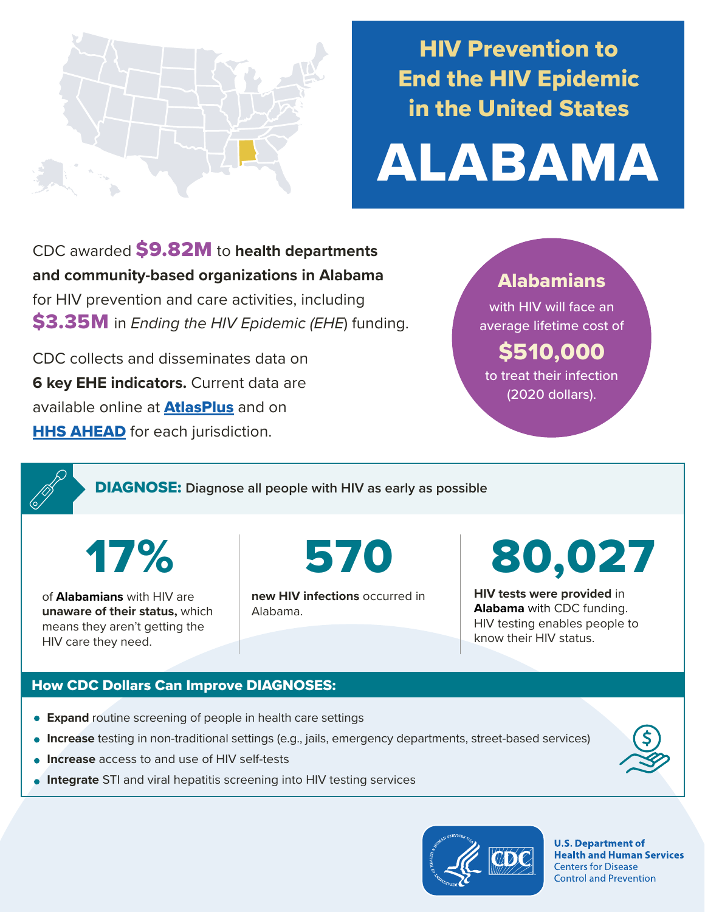# HIV Prevention to End the HIV Epidemic in the United States

# ALABAMA

CDC awarded **$9.82M** to **health departments and community-based organizations in Alabama** for HIV prevention and care activities, including **$3.35M** in *Ending the HIV Epidemic (EHE)* funding.

CDC collects and disseminates data on **6 key EHE indicators.** Current data are available online at **AtlasPlus** and on **HHS AHEAD** for each jurisdiction.

**Alabamians** with HIV will face an average lifetime cost of **$510,000** to treat their infection (2020 dollars).

## DIAGNOSE: Diagnose all people with HIV as early as possible

**17%**

of **Alabamians** with HIV are **unaware of their status,** which means they aren't getting the HIV care they need.

**570**

**new HIV infections** occurred in Alabama.

**80,027**

**HIV tests were provided** in **Alabama** with CDC funding. HIV testing enables people to know their HIV status.

### How CDC Dollars Can Improve DIAGNOSES:

- **Expand** routine screening of people in health care settings
- **Increase** testing in non-traditional settings (e.g., jails, emergency departments, street-based services)
- **Increase** access to and use of HIV self-tests
- **Integrate** STI and viral hepatitis screening into HIV testing services

U.S. Department of Health and Human Services
Centers for Disease Control and Prevention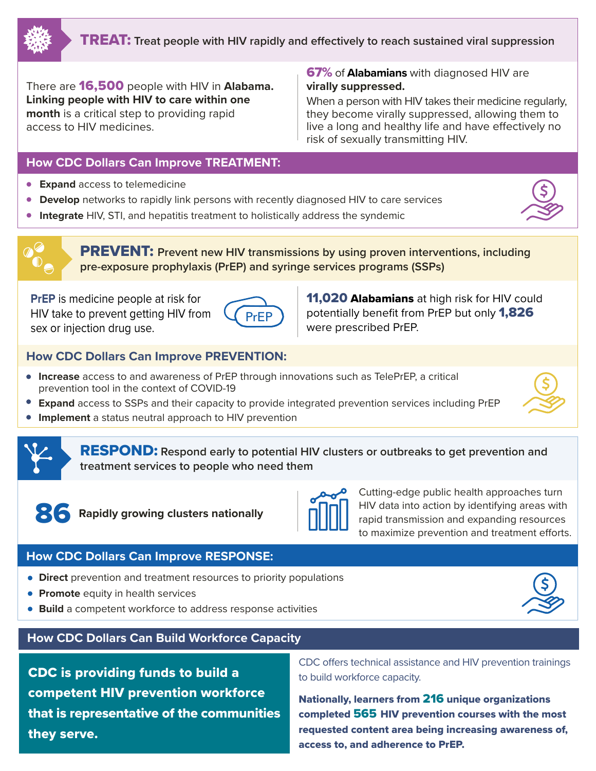## **TREAT:** Treat people with HIV rapidly and effectively to reach sustained viral suppression

There are **16,500** people with HIV in **Alabama. Linking people with HIV to care within one month** is a critical step to providing rapid access to HIV medicines.

**67%** of **Alabamians** with diagnosed HIV are **virally suppressed.**

When a person with HIV takes their medicine regularly, they become virally suppressed, allowing them to live a long and healthy life and have effectively no risk of sexually transmitting HIV.

### How CDC Dollars Can Improve TREATMENT:

- **Expand** access to telemedicine
- **Develop** networks to rapidly link persons with recently diagnosed HIV to care services
- **Integrate** HIV, STI, and hepatitis treatment to holistically address the syndemic

## **PREVENT:** Prevent new HIV transmissions by using proven interventions, including pre-exposure prophylaxis (PrEP) and syringe services programs (SSPs)

**PrEP** is medicine people at risk for HIV take to prevent getting HIV from sex or injection drug use.

PrEP

**11,020 Alabamians** at high risk for HIV could potentially benefit from PrEP but only **1,826** were prescribed PrEP.

### How CDC Dollars Can Improve PREVENTION:

- **Increase** access to and awareness of PrEP through innovations such as TelePrEP, a critical prevention tool in the context of COVID-19
- **Expand** access to SSPs and their capacity to provide integrated prevention services including PrEP
- **Implement** a status neutral approach to HIV prevention

## **RESPOND:** Respond early to potential HIV clusters or outbreaks to get prevention and treatment services to people who need them

**86** **Rapidly growing clusters nationally**

Cutting-edge public health approaches turn HIV data into action by identifying areas with rapid transmission and expanding resources to maximize prevention and treatment efforts.

### How CDC Dollars Can Improve RESPONSE:

- **Direct** prevention and treatment resources to priority populations
- **Promote** equity in health services
- **Build** a competent workforce to address response activities

### How CDC Dollars Can Build Workforce Capacity

**CDC is providing funds to build a competent HIV prevention workforce that is representative of the communities they serve.**

CDC offers technical assistance and HIV prevention trainings to build workforce capacity.

**Nationally, learners from 216 unique organizations completed 565 HIV prevention courses with the most requested content area being increasing awareness of, access to, and adherence to PrEP.**